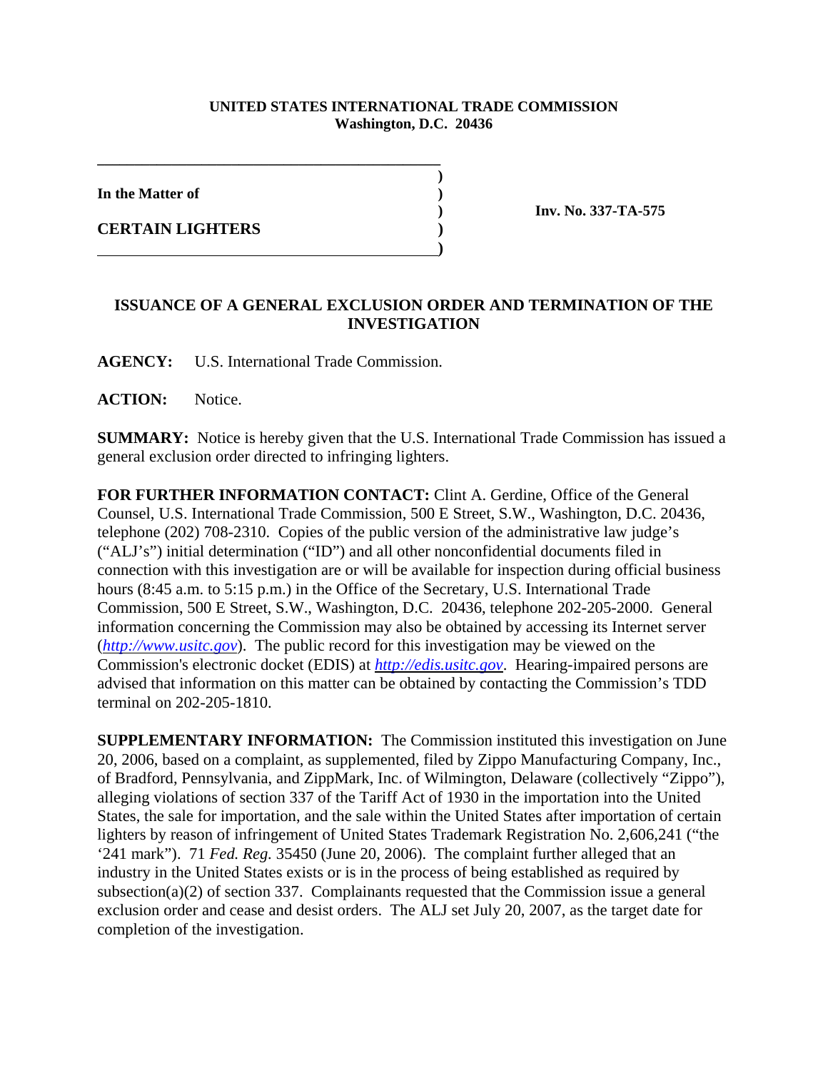**UNITED STATES INTERNATIONAL TRADE COMMISSION**
**Washington, D.C. 20436**

| | |
|---|---|
| **In the Matter of** <br><br> **CERTAIN LIGHTERS** | **Inv. No. 337-TA-575** |

## ISSUANCE OF A GENERAL EXCLUSION ORDER AND TERMINATION OF THE INVESTIGATION

**AGENCY:** U.S. International Trade Commission.

**ACTION:** Notice.

**SUMMARY:** Notice is hereby given that the U.S. International Trade Commission has issued a general exclusion order directed to infringing lighters.

**FOR FURTHER INFORMATION CONTACT:** Clint A. Gerdine, Office of the General Counsel, U.S. International Trade Commission, 500 E Street, S.W., Washington, D.C. 20436, telephone (202) 708-2310. Copies of the public version of the administrative law judge's ("ALJ's") initial determination ("ID") and all other nonconfidential documents filed in connection with this investigation are or will be available for inspection during official business hours (8:45 a.m. to 5:15 p.m.) in the Office of the Secretary, U.S. International Trade Commission, 500 E Street, S.W., Washington, D.C. 20436, telephone 202-205-2000. General information concerning the Commission may also be obtained by accessing its Internet server (*http://www.usitc.gov*). The public record for this investigation may be viewed on the Commission's electronic docket (EDIS) at *http://edis.usitc.gov*. Hearing-impaired persons are advised that information on this matter can be obtained by contacting the Commission's TDD terminal on 202-205-1810.

**SUPPLEMENTARY INFORMATION:** The Commission instituted this investigation on June 20, 2006, based on a complaint, as supplemented, filed by Zippo Manufacturing Company, Inc., of Bradford, Pennsylvania, and ZippMark, Inc. of Wilmington, Delaware (collectively "Zippo"), alleging violations of section 337 of the Tariff Act of 1930 in the importation into the United States, the sale for importation, and the sale within the United States after importation of certain lighters by reason of infringement of United States Trademark Registration No. 2,606,241 ("the '241 mark"). 71 *Fed. Reg.* 35450 (June 20, 2006). The complaint further alleged that an industry in the United States exists or is in the process of being established as required by subsection(a)(2) of section 337. Complainants requested that the Commission issue a general exclusion order and cease and desist orders. The ALJ set July 20, 2007, as the target date for completion of the investigation.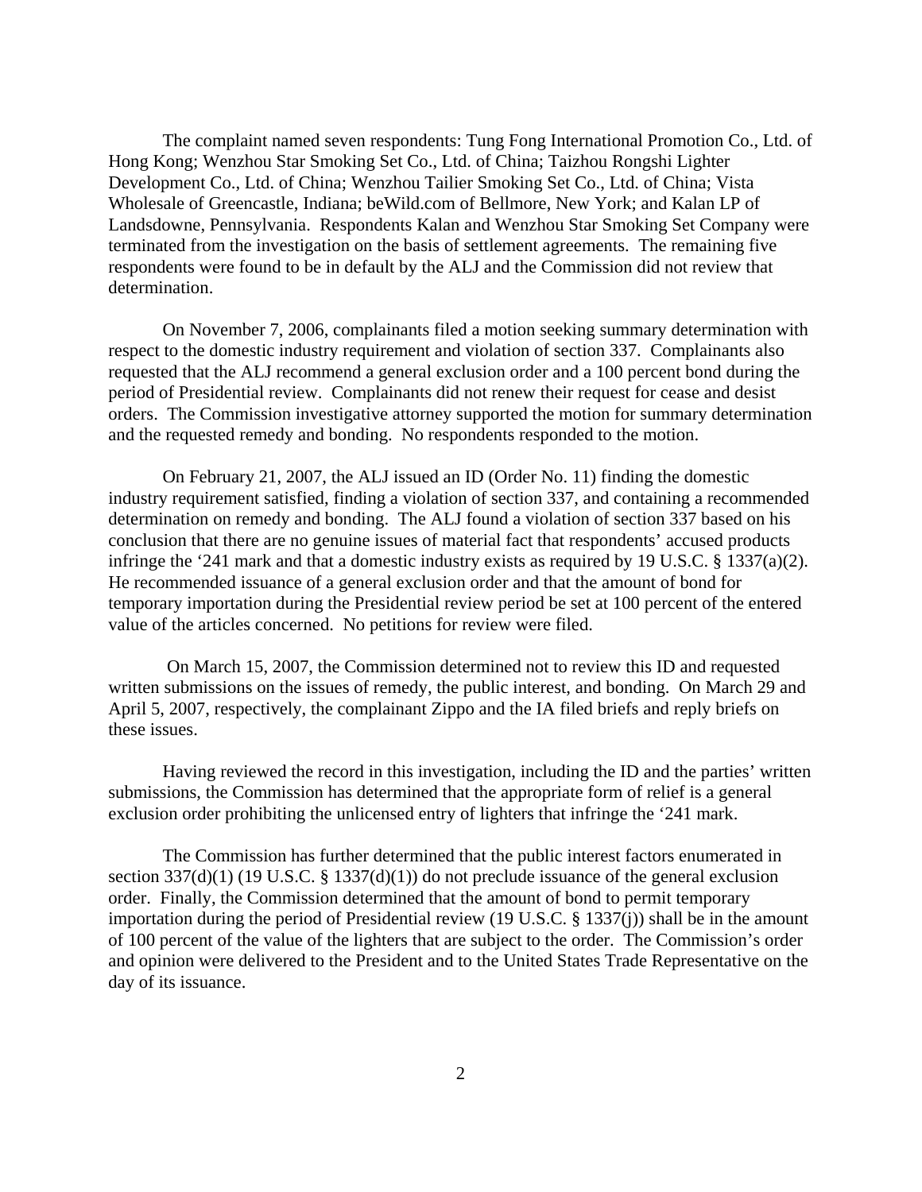The complaint named seven respondents: Tung Fong International Promotion Co., Ltd. of Hong Kong; Wenzhou Star Smoking Set Co., Ltd. of China; Taizhou Rongshi Lighter Development Co., Ltd. of China; Wenzhou Tailier Smoking Set Co., Ltd. of China; Vista Wholesale of Greencastle, Indiana; beWild.com of Bellmore, New York; and Kalan LP of Landsdowne, Pennsylvania. Respondents Kalan and Wenzhou Star Smoking Set Company were terminated from the investigation on the basis of settlement agreements. The remaining five respondents were found to be in default by the ALJ and the Commission did not review that determination.

On November 7, 2006, complainants filed a motion seeking summary determination with respect to the domestic industry requirement and violation of section 337. Complainants also requested that the ALJ recommend a general exclusion order and a 100 percent bond during the period of Presidential review. Complainants did not renew their request for cease and desist orders. The Commission investigative attorney supported the motion for summary determination and the requested remedy and bonding. No respondents responded to the motion.

On February 21, 2007, the ALJ issued an ID (Order No. 11) finding the domestic industry requirement satisfied, finding a violation of section 337, and containing a recommended determination on remedy and bonding. The ALJ found a violation of section 337 based on his conclusion that there are no genuine issues of material fact that respondents' accused products infringe the '241 mark and that a domestic industry exists as required by 19 U.S.C. § 1337(a)(2). He recommended issuance of a general exclusion order and that the amount of bond for temporary importation during the Presidential review period be set at 100 percent of the entered value of the articles concerned. No petitions for review were filed.

On March 15, 2007, the Commission determined not to review this ID and requested written submissions on the issues of remedy, the public interest, and bonding. On March 29 and April 5, 2007, respectively, the complainant Zippo and the IA filed briefs and reply briefs on these issues.

Having reviewed the record in this investigation, including the ID and the parties' written submissions, the Commission has determined that the appropriate form of relief is a general exclusion order prohibiting the unlicensed entry of lighters that infringe the '241 mark.

The Commission has further determined that the public interest factors enumerated in section 337(d)(1) (19 U.S.C. § 1337(d)(1)) do not preclude issuance of the general exclusion order. Finally, the Commission determined that the amount of bond to permit temporary importation during the period of Presidential review (19 U.S.C. § 1337(j)) shall be in the amount of 100 percent of the value of the lighters that are subject to the order. The Commission's order and opinion were delivered to the President and to the United States Trade Representative on the day of its issuance.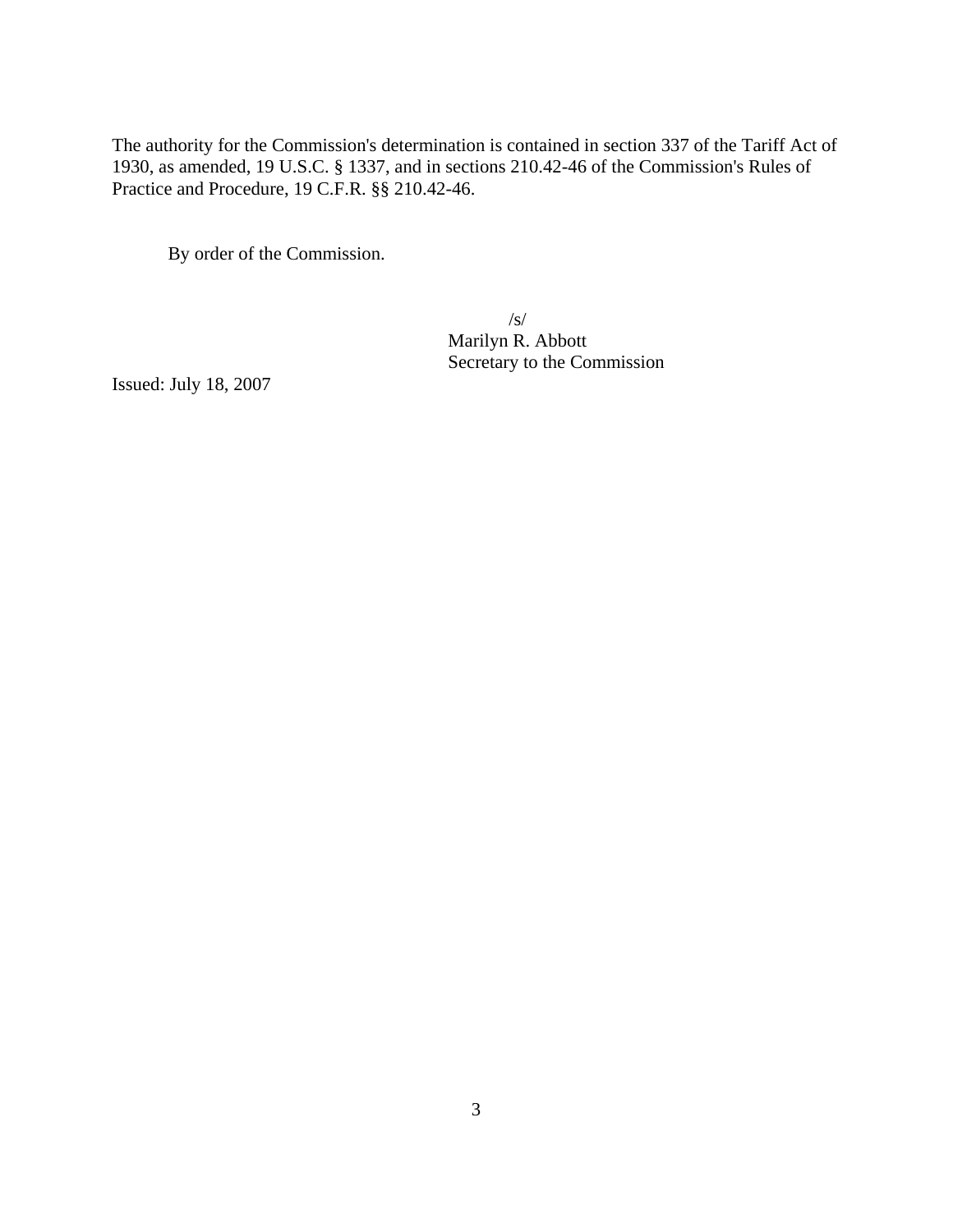The authority for the Commission's determination is contained in section 337 of the Tariff Act of 1930, as amended, 19 U.S.C. § 1337, and in sections 210.42-46 of the Commission's Rules of Practice and Procedure, 19 C.F.R. §§ 210.42-46.

By order of the Commission.

/s/
Marilyn R. Abbott
Secretary to the Commission

Issued: July 18, 2007